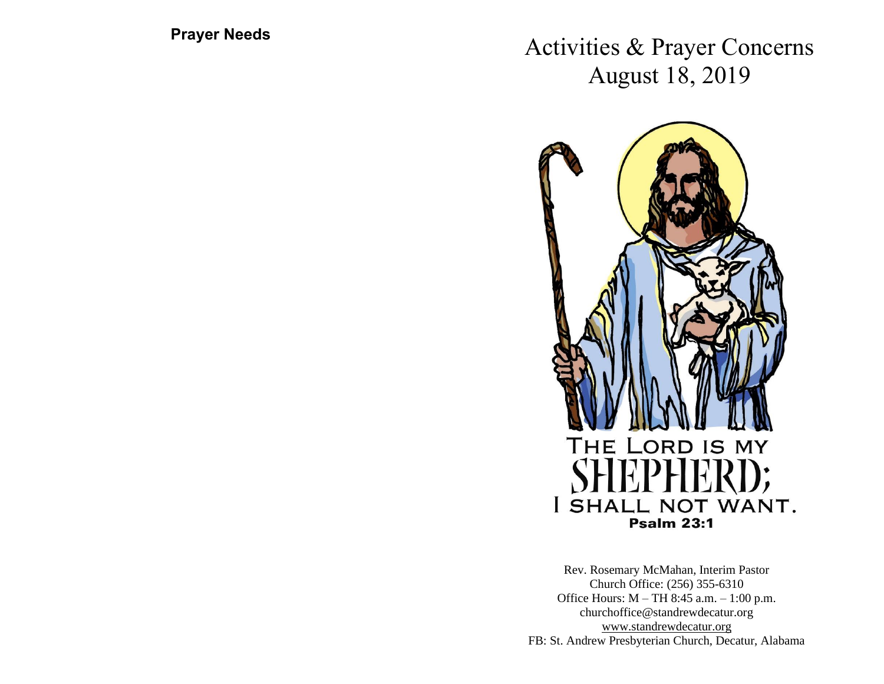**Prayer Needs**

# Activities & Prayer Concerns
## August 18, 2019

THE LORD IS MY
SHEPHERD;
I SHALL NOT WANT.
**Psalm 23:1**

Rev. Rosemary McMahan, Interim Pastor
Church Office: (256) 355-6310
Office Hours: M – TH 8:45 a.m. – 1:00 p.m.
churchoffice@standrewdecatur.org
www.standrewdecatur.org
FB: St. Andrew Presbyterian Church, Decatur, Alabama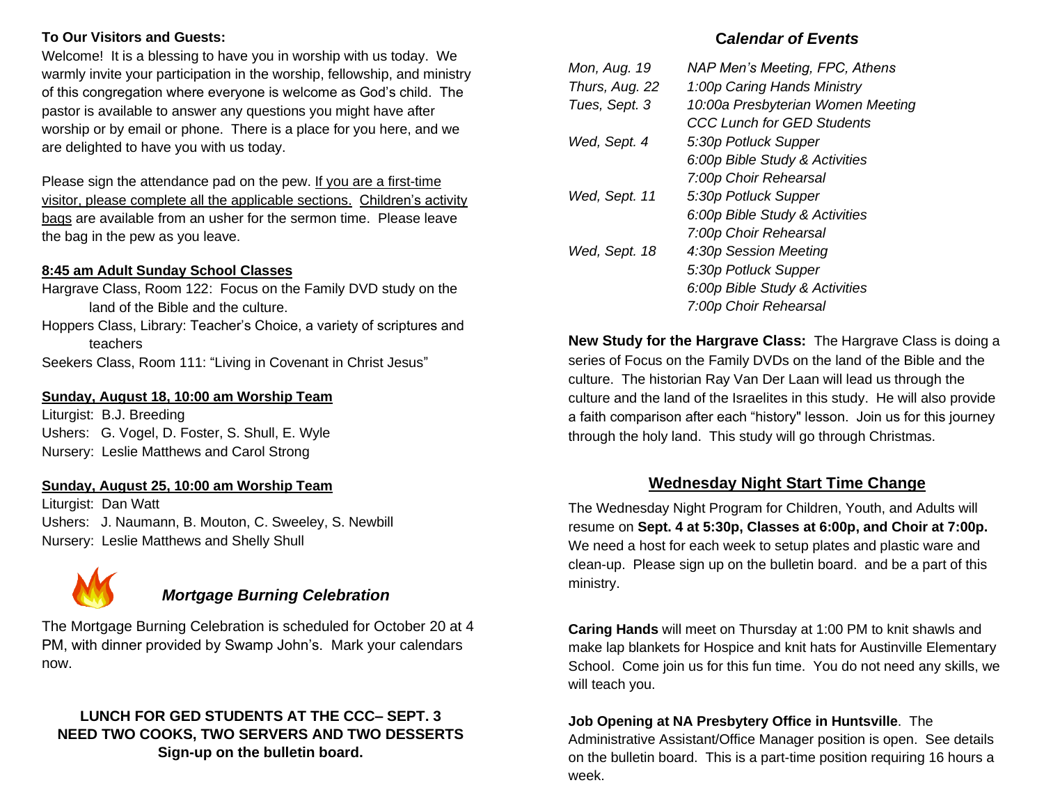**To Our Visitors and Guests:**

Welcome! It is a blessing to have you in worship with us today. We warmly invite your participation in the worship, fellowship, and ministry of this congregation where everyone is welcome as God's child. The pastor is available to answer any questions you might have after worship or by email or phone. There is a place for you here, and we are delighted to have you with us today.

Please sign the attendance pad on the pew. If you are a first-time visitor, please complete all the applicable sections. Children's activity bags are available from an usher for the sermon time. Please leave the bag in the pew as you leave.

**8:45 am Adult Sunday School Classes**

Hargrave Class, Room 122: Focus on the Family DVD study on the land of the Bible and the culture.

Hoppers Class, Library: Teacher's Choice, a variety of scriptures and teachers

Seekers Class, Room 111: "Living in Covenant in Christ Jesus"

**Sunday, August 18, 10:00 am Worship Team**

Liturgist: B.J. Breeding
Ushers: G. Vogel, D. Foster, S. Shull, E. Wyle
Nursery: Leslie Matthews and Carol Strong

**Sunday, August 25, 10:00 am Worship Team**

Liturgist: Dan Watt
Ushers: J. Naumann, B. Mouton, C. Sweeley, S. Newbill
Nursery: Leslie Matthews and Shelly Shull

## *Mortgage Burning Celebration*

The Mortgage Burning Celebration is scheduled for October 20 at 4 PM, with dinner provided by Swamp John's. Mark your calendars now.

**LUNCH FOR GED STUDENTS AT THE CCC– SEPT. 3**
**NEED TWO COOKS, TWO SERVERS AND TWO DESSERTS**
**Sign-up on the bulletin board.**

## *Calendar of Events*

| | |
|---|---|
| *Mon, Aug. 19* | *NAP Men's Meeting, FPC, Athens* |
| *Thurs, Aug. 22* | *1:00p Caring Hands Ministry* |
| *Tues, Sept. 3* | *10:00a Presbyterian Women Meeting* |
| | *CCC Lunch for GED Students* |
| *Wed, Sept. 4* | *5:30p Potluck Supper* |
| | *6:00p Bible Study & Activities* |
| | *7:00p Choir Rehearsal* |
| *Wed, Sept. 11* | *5:30p Potluck Supper* |
| | *6:00p Bible Study & Activities* |
| | *7:00p Choir Rehearsal* |
| *Wed, Sept. 18* | *4:30p Session Meeting* |
| | *5:30p Potluck Supper* |
| | *6:00p Bible Study & Activities* |
| | *7:00p Choir Rehearsal* |

**New Study for the Hargrave Class:** The Hargrave Class is doing a series of Focus on the Family DVDs on the land of the Bible and the culture. The historian Ray Van Der Laan will lead us through the culture and the land of the Israelites in this study. He will also provide a faith comparison after each "history" lesson. Join us for this journey through the holy land. This study will go through Christmas.

## Wednesday Night Start Time Change

The Wednesday Night Program for Children, Youth, and Adults will resume on **Sept. 4 at 5:30p, Classes at 6:00p, and Choir at 7:00p.** We need a host for each week to setup plates and plastic ware and clean-up. Please sign up on the bulletin board. and be a part of this ministry.

**Caring Hands** will meet on Thursday at 1:00 PM to knit shawls and make lap blankets for Hospice and knit hats for Austinville Elementary School. Come join us for this fun time. You do not need any skills, we will teach you.

**Job Opening at NA Presbytery Office in Huntsville**. The Administrative Assistant/Office Manager position is open. See details on the bulletin board. This is a part-time position requiring 16 hours a week.